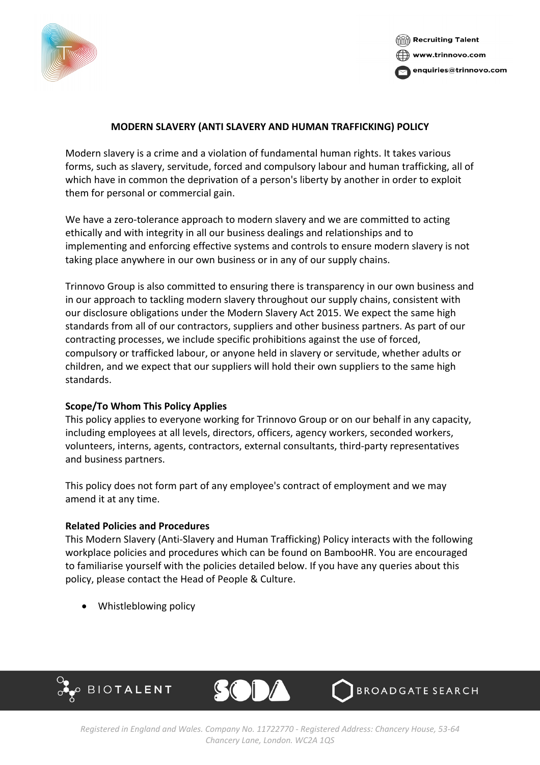## MODERN SLAVERY (ANTI SLAVERY AND HUMAN TRAFFICKING) POLICY

Modern slavery is a crime and a violation of fundamental human rights. It takes various forms, such as slavery, servitude, forced and compulsory labour and human trafficking, all of which have in common the deprivation of a person's liberty by another in order to exploit them for personal or commercial gain.

We have a zero-tolerance approach to modern slavery and we are committed to acting ethically and with integrity in all our business dealings and relationships and to implementing and enforcing effective systems and controls to ensure modern slavery is not taking place anywhere in our own business or in any of our supply chains.

Trinnovo Group is also committed to ensuring there is transparency in our own business and in our approach to tackling modern slavery throughout our supply chains, consistent with our disclosure obligations under the Modern Slavery Act 2015. We expect the same high standards from all of our contractors, suppliers and other business partners. As part of our contracting processes, we include specific prohibitions against the use of forced, compulsory or trafficked labour, or anyone held in slavery or servitude, whether adults or children, and we expect that our suppliers will hold their own suppliers to the same high standards.

**Scope/To Whom This Policy Applies**

This policy applies to everyone working for Trinnovo Group or on our behalf in any capacity, including employees at all levels, directors, officers, agency workers, seconded workers, volunteers, interns, agents, contractors, external consultants, third-party representatives and business partners.

This policy does not form part of any employee's contract of employment and we may amend it at any time.

**Related Policies and Procedures**

This Modern Slavery (Anti-Slavery and Human Trafficking) Policy interacts with the following workplace policies and procedures which can be found on BambooHR. You are encouraged to familiarise yourself with the policies detailed below. If you have any queries about this policy, please contact the Head of People & Culture.

- Whistleblowing policy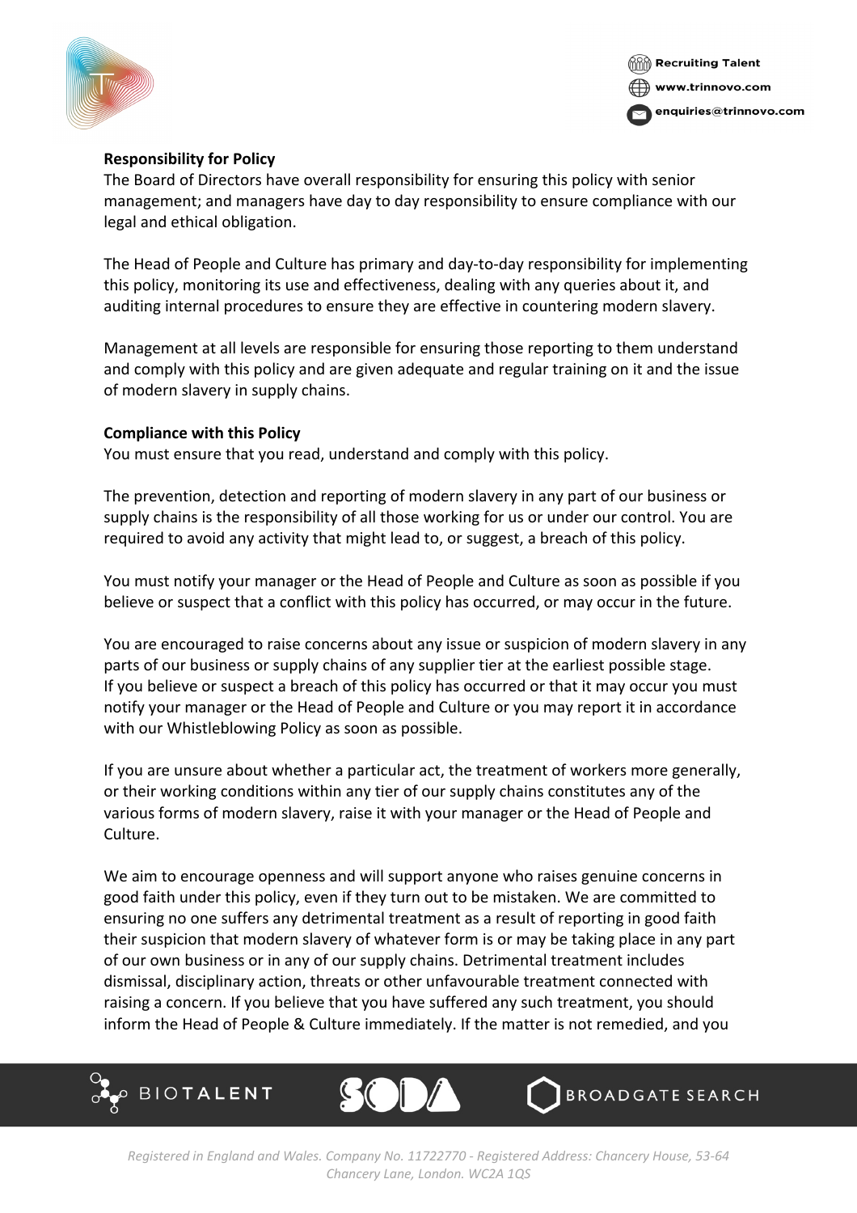**Responsibility for Policy**

The Board of Directors have overall responsibility for ensuring this policy with senior management; and managers have day to day responsibility to ensure compliance with our legal and ethical obligation.

The Head of People and Culture has primary and day-to-day responsibility for implementing this policy, monitoring its use and effectiveness, dealing with any queries about it, and auditing internal procedures to ensure they are effective in countering modern slavery.

Management at all levels are responsible for ensuring those reporting to them understand and comply with this policy and are given adequate and regular training on it and the issue of modern slavery in supply chains.

**Compliance with this Policy**

You must ensure that you read, understand and comply with this policy.

The prevention, detection and reporting of modern slavery in any part of our business or supply chains is the responsibility of all those working for us or under our control. You are required to avoid any activity that might lead to, or suggest, a breach of this policy.

You must notify your manager or the Head of People and Culture as soon as possible if you believe or suspect that a conflict with this policy has occurred, or may occur in the future.

You are encouraged to raise concerns about any issue or suspicion of modern slavery in any parts of our business or supply chains of any supplier tier at the earliest possible stage. If you believe or suspect a breach of this policy has occurred or that it may occur you must notify your manager or the Head of People and Culture or you may report it in accordance with our Whistleblowing Policy as soon as possible.

If you are unsure about whether a particular act, the treatment of workers more generally, or their working conditions within any tier of our supply chains constitutes any of the various forms of modern slavery, raise it with your manager or the Head of People and Culture.

We aim to encourage openness and will support anyone who raises genuine concerns in good faith under this policy, even if they turn out to be mistaken. We are committed to ensuring no one suffers any detrimental treatment as a result of reporting in good faith their suspicion that modern slavery of whatever form is or may be taking place in any part of our own business or in any of our supply chains. Detrimental treatment includes dismissal, disciplinary action, threats or other unfavourable treatment connected with raising a concern. If you believe that you have suffered any such treatment, you should inform the Head of People & Culture immediately. If the matter is not remedied, and you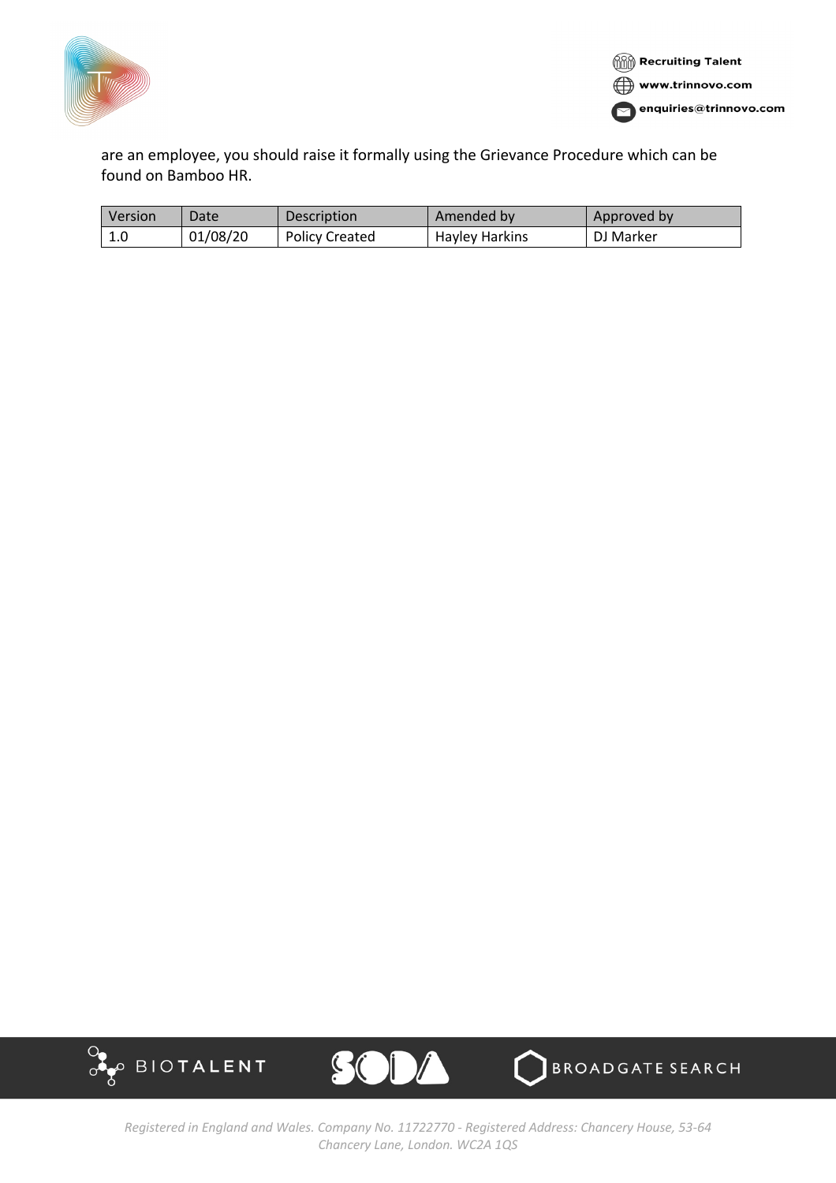are an employee, you should raise it formally using the Grievance Procedure which can be found on Bamboo HR.

| Version | Date | Description | Amended by | Approved by |
|---|---|---|---|---|
| 1.0 | 01/08/20 | Policy Created | Hayley Harkins | DJ Marker |